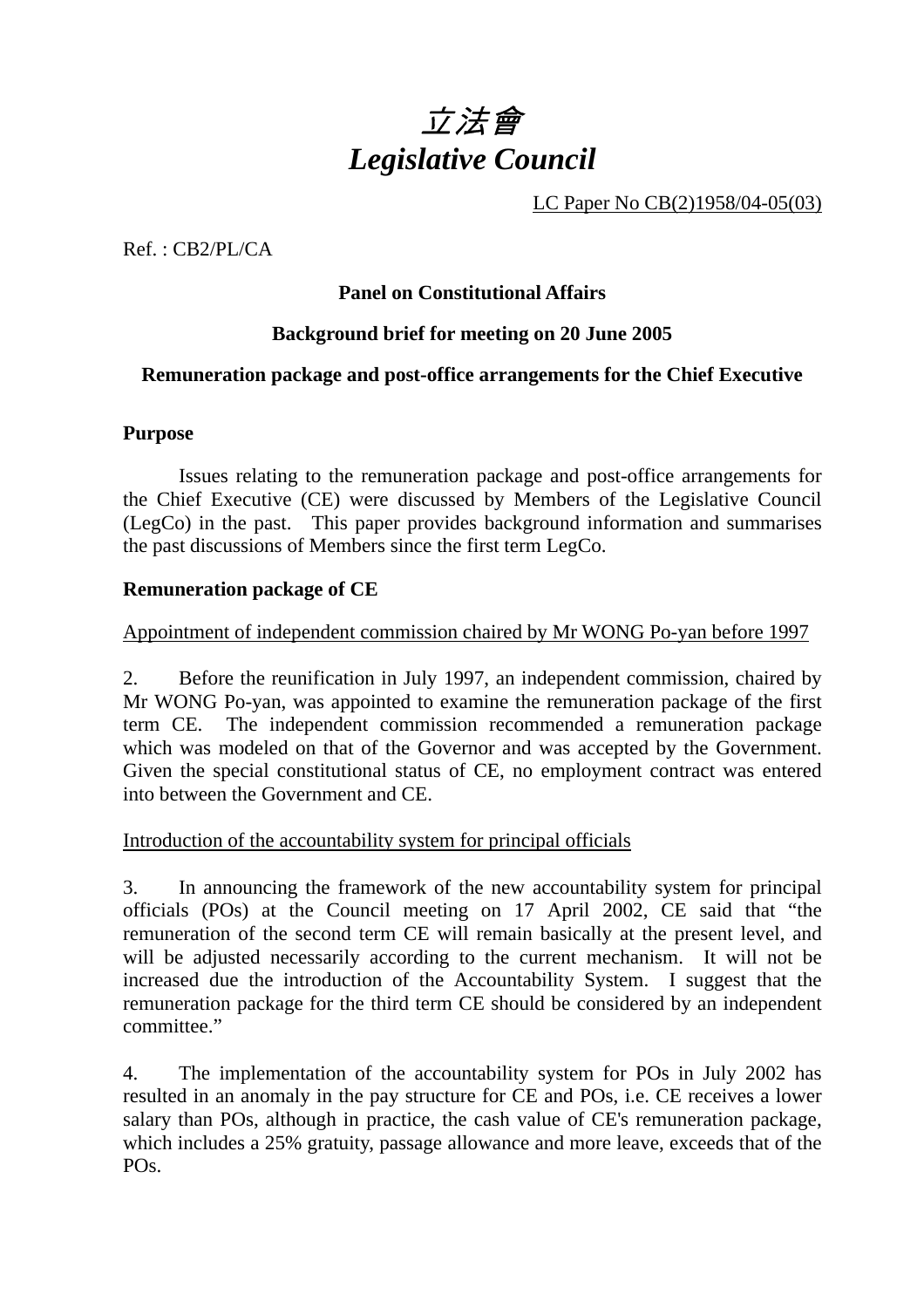# *立法會*
# *Legislative Council*

LC Paper No CB(2)1958/04-05(03)

Ref. : CB2/PL/CA

**Panel on Constitutional Affairs**

**Background brief for meeting on 20 June 2005**

**Remuneration package and post-office arrangements for the Chief Executive**

## Purpose

Issues relating to the remuneration package and post-office arrangements for the Chief Executive (CE) were discussed by Members of the Legislative Council (LegCo) in the past. This paper provides background information and summarises the past discussions of Members since the first term LegCo.

## Remuneration package of CE

Appointment of independent commission chaired by Mr WONG Po-yan before 1997

2. Before the reunification in July 1997, an independent commission, chaired by Mr WONG Po-yan, was appointed to examine the remuneration package of the first term CE. The independent commission recommended a remuneration package which was modeled on that of the Governor and was accepted by the Government. Given the special constitutional status of CE, no employment contract was entered into between the Government and CE.

Introduction of the accountability system for principal officials

3. In announcing the framework of the new accountability system for principal officials (POs) at the Council meeting on 17 April 2002, CE said that "the remuneration of the second term CE will remain basically at the present level, and will be adjusted necessarily according to the current mechanism. It will not be increased due the introduction of the Accountability System. I suggest that the remuneration package for the third term CE should be considered by an independent committee."

4. The implementation of the accountability system for POs in July 2002 has resulted in an anomaly in the pay structure for CE and POs, i.e. CE receives a lower salary than POs, although in practice, the cash value of CE's remuneration package, which includes a 25% gratuity, passage allowance and more leave, exceeds that of the POs.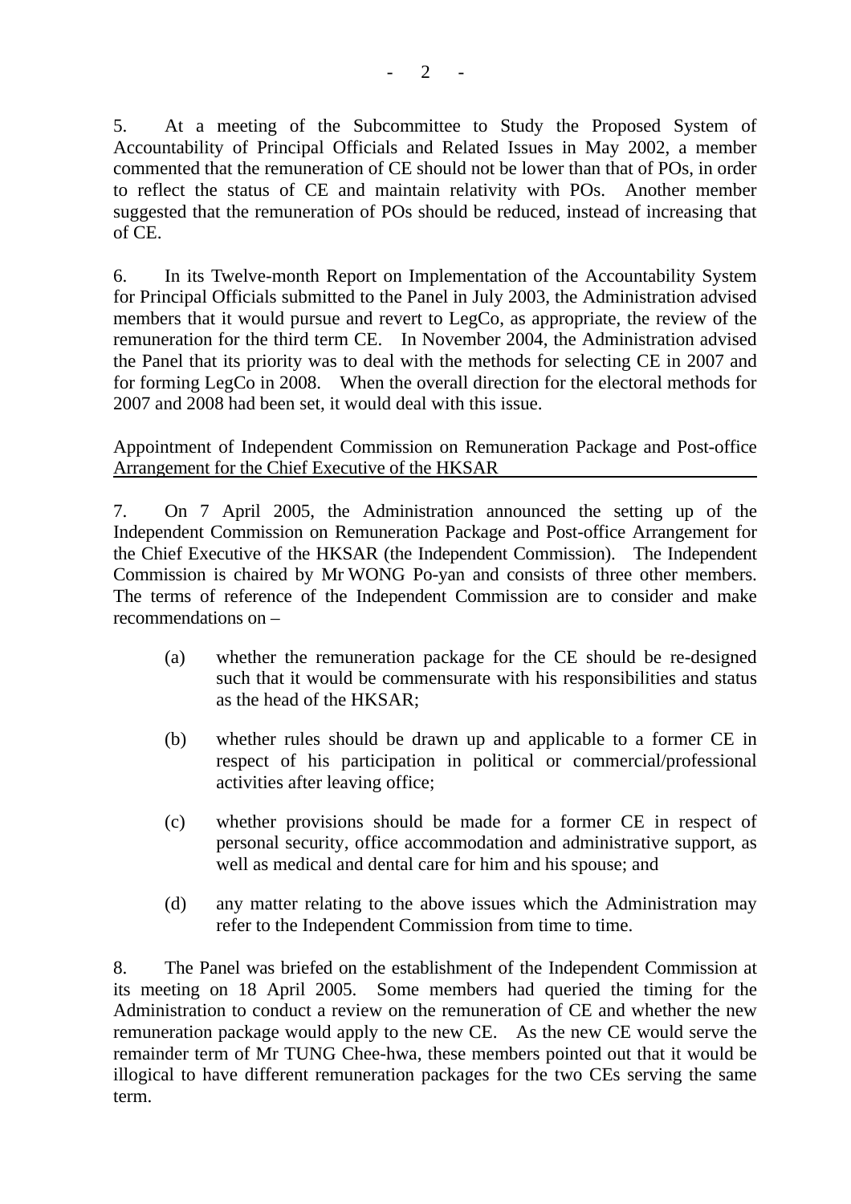5. At a meeting of the Subcommittee to Study the Proposed System of Accountability of Principal Officials and Related Issues in May 2002, a member commented that the remuneration of CE should not be lower than that of POs, in order to reflect the status of CE and maintain relativity with POs. Another member suggested that the remuneration of POs should be reduced, instead of increasing that of CE.

6. In its Twelve-month Report on Implementation of the Accountability System for Principal Officials submitted to the Panel in July 2003, the Administration advised members that it would pursue and revert to LegCo, as appropriate, the review of the remuneration for the third term CE. In November 2004, the Administration advised the Panel that its priority was to deal with the methods for selecting CE in 2007 and for forming LegCo in 2008. When the overall direction for the electoral methods for 2007 and 2008 had been set, it would deal with this issue.

Appointment of Independent Commission on Remuneration Package and Post-office Arrangement for the Chief Executive of the HKSAR

7. On 7 April 2005, the Administration announced the setting up of the Independent Commission on Remuneration Package and Post-office Arrangement for the Chief Executive of the HKSAR (the Independent Commission). The Independent Commission is chaired by Mr WONG Po-yan and consists of three other members. The terms of reference of the Independent Commission are to consider and make recommendations on –

(a) whether the remuneration package for the CE should be re-designed such that it would be commensurate with his responsibilities and status as the head of the HKSAR;

(b) whether rules should be drawn up and applicable to a former CE in respect of his participation in political or commercial/professional activities after leaving office;

(c) whether provisions should be made for a former CE in respect of personal security, office accommodation and administrative support, as well as medical and dental care for him and his spouse; and

(d) any matter relating to the above issues which the Administration may refer to the Independent Commission from time to time.

8. The Panel was briefed on the establishment of the Independent Commission at its meeting on 18 April 2005. Some members had queried the timing for the Administration to conduct a review on the remuneration of CE and whether the new remuneration package would apply to the new CE. As the new CE would serve the remainder term of Mr TUNG Chee-hwa, these members pointed out that it would be illogical to have different remuneration packages for the two CEs serving the same term.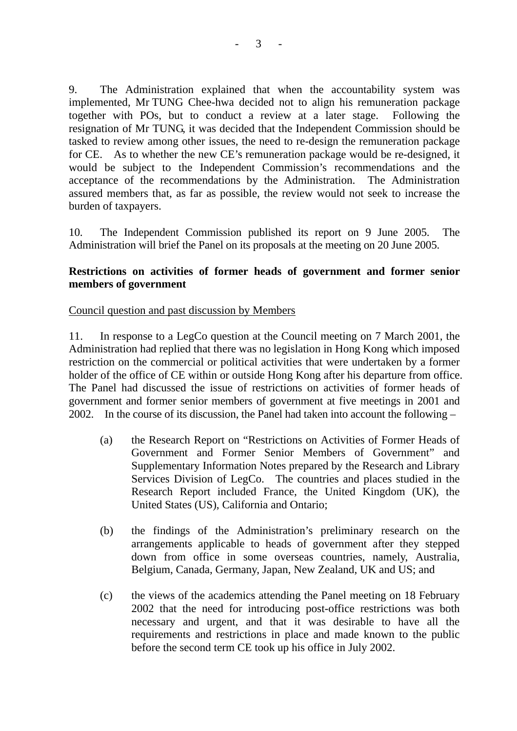9. The Administration explained that when the accountability system was implemented, Mr TUNG Chee-hwa decided not to align his remuneration package together with POs, but to conduct a review at a later stage. Following the resignation of Mr TUNG, it was decided that the Independent Commission should be tasked to review among other issues, the need to re-design the remuneration package for CE. As to whether the new CE's remuneration package would be re-designed, it would be subject to the Independent Commission's recommendations and the acceptance of the recommendations by the Administration. The Administration assured members that, as far as possible, the review would not seek to increase the burden of taxpayers.

10. The Independent Commission published its report on 9 June 2005. The Administration will brief the Panel on its proposals at the meeting on 20 June 2005.

**Restrictions on activities of former heads of government and former senior members of government**

Council question and past discussion by Members

11. In response to a LegCo question at the Council meeting on 7 March 2001, the Administration had replied that there was no legislation in Hong Kong which imposed restriction on the commercial or political activities that were undertaken by a former holder of the office of CE within or outside Hong Kong after his departure from office. The Panel had discussed the issue of restrictions on activities of former heads of government and former senior members of government at five meetings in 2001 and 2002. In the course of its discussion, the Panel had taken into account the following –

(a) the Research Report on "Restrictions on Activities of Former Heads of Government and Former Senior Members of Government" and Supplementary Information Notes prepared by the Research and Library Services Division of LegCo. The countries and places studied in the Research Report included France, the United Kingdom (UK), the United States (US), California and Ontario;

(b) the findings of the Administration's preliminary research on the arrangements applicable to heads of government after they stepped down from office in some overseas countries, namely, Australia, Belgium, Canada, Germany, Japan, New Zealand, UK and US; and

(c) the views of the academics attending the Panel meeting on 18 February 2002 that the need for introducing post-office restrictions was both necessary and urgent, and that it was desirable to have all the requirements and restrictions in place and made known to the public before the second term CE took up his office in July 2002.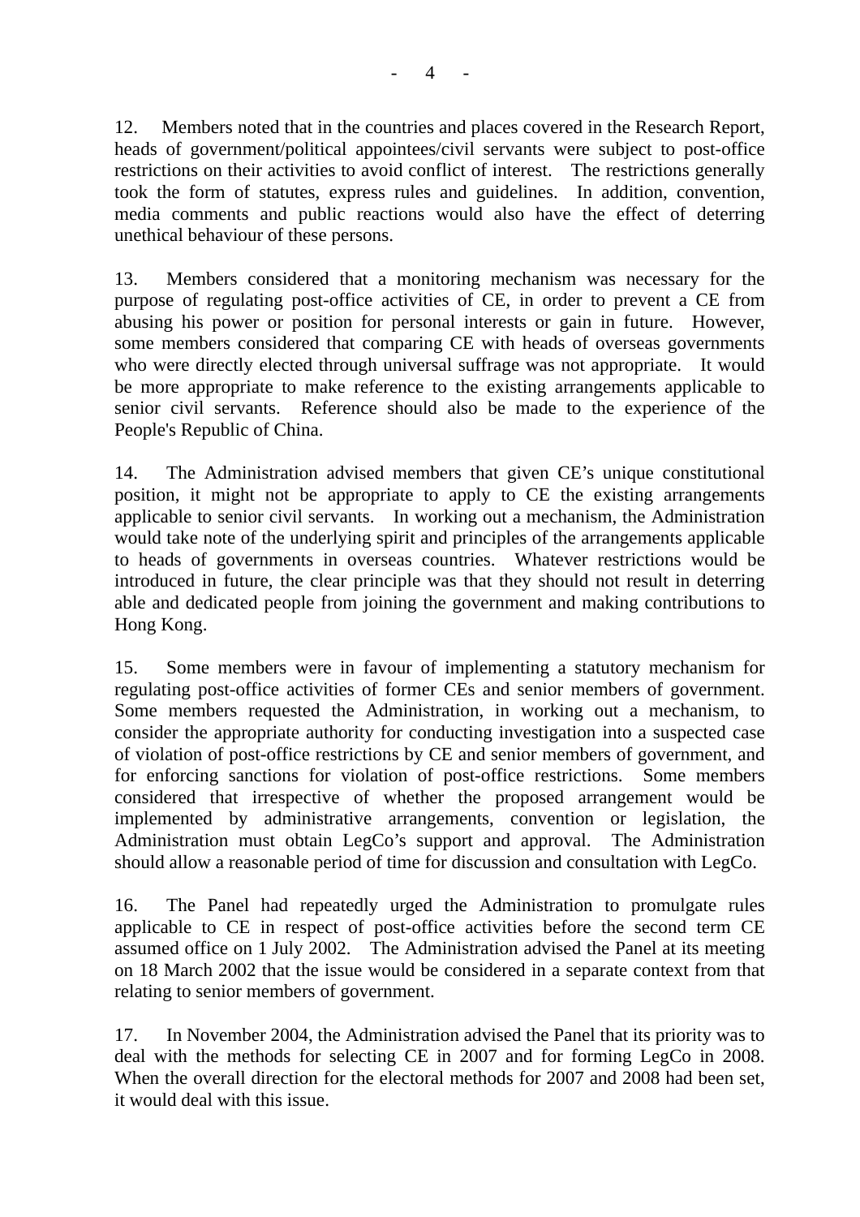12. Members noted that in the countries and places covered in the Research Report, heads of government/political appointees/civil servants were subject to post-office restrictions on their activities to avoid conflict of interest. The restrictions generally took the form of statutes, express rules and guidelines. In addition, convention, media comments and public reactions would also have the effect of deterring unethical behaviour of these persons.

13. Members considered that a monitoring mechanism was necessary for the purpose of regulating post-office activities of CE, in order to prevent a CE from abusing his power or position for personal interests or gain in future. However, some members considered that comparing CE with heads of overseas governments who were directly elected through universal suffrage was not appropriate. It would be more appropriate to make reference to the existing arrangements applicable to senior civil servants. Reference should also be made to the experience of the People's Republic of China.

14. The Administration advised members that given CE's unique constitutional position, it might not be appropriate to apply to CE the existing arrangements applicable to senior civil servants. In working out a mechanism, the Administration would take note of the underlying spirit and principles of the arrangements applicable to heads of governments in overseas countries. Whatever restrictions would be introduced in future, the clear principle was that they should not result in deterring able and dedicated people from joining the government and making contributions to Hong Kong.

15. Some members were in favour of implementing a statutory mechanism for regulating post-office activities of former CEs and senior members of government. Some members requested the Administration, in working out a mechanism, to consider the appropriate authority for conducting investigation into a suspected case of violation of post-office restrictions by CE and senior members of government, and for enforcing sanctions for violation of post-office restrictions. Some members considered that irrespective of whether the proposed arrangement would be implemented by administrative arrangements, convention or legislation, the Administration must obtain LegCo's support and approval. The Administration should allow a reasonable period of time for discussion and consultation with LegCo.

16. The Panel had repeatedly urged the Administration to promulgate rules applicable to CE in respect of post-office activities before the second term CE assumed office on 1 July 2002. The Administration advised the Panel at its meeting on 18 March 2002 that the issue would be considered in a separate context from that relating to senior members of government.

17. In November 2004, the Administration advised the Panel that its priority was to deal with the methods for selecting CE in 2007 and for forming LegCo in 2008. When the overall direction for the electoral methods for 2007 and 2008 had been set, it would deal with this issue.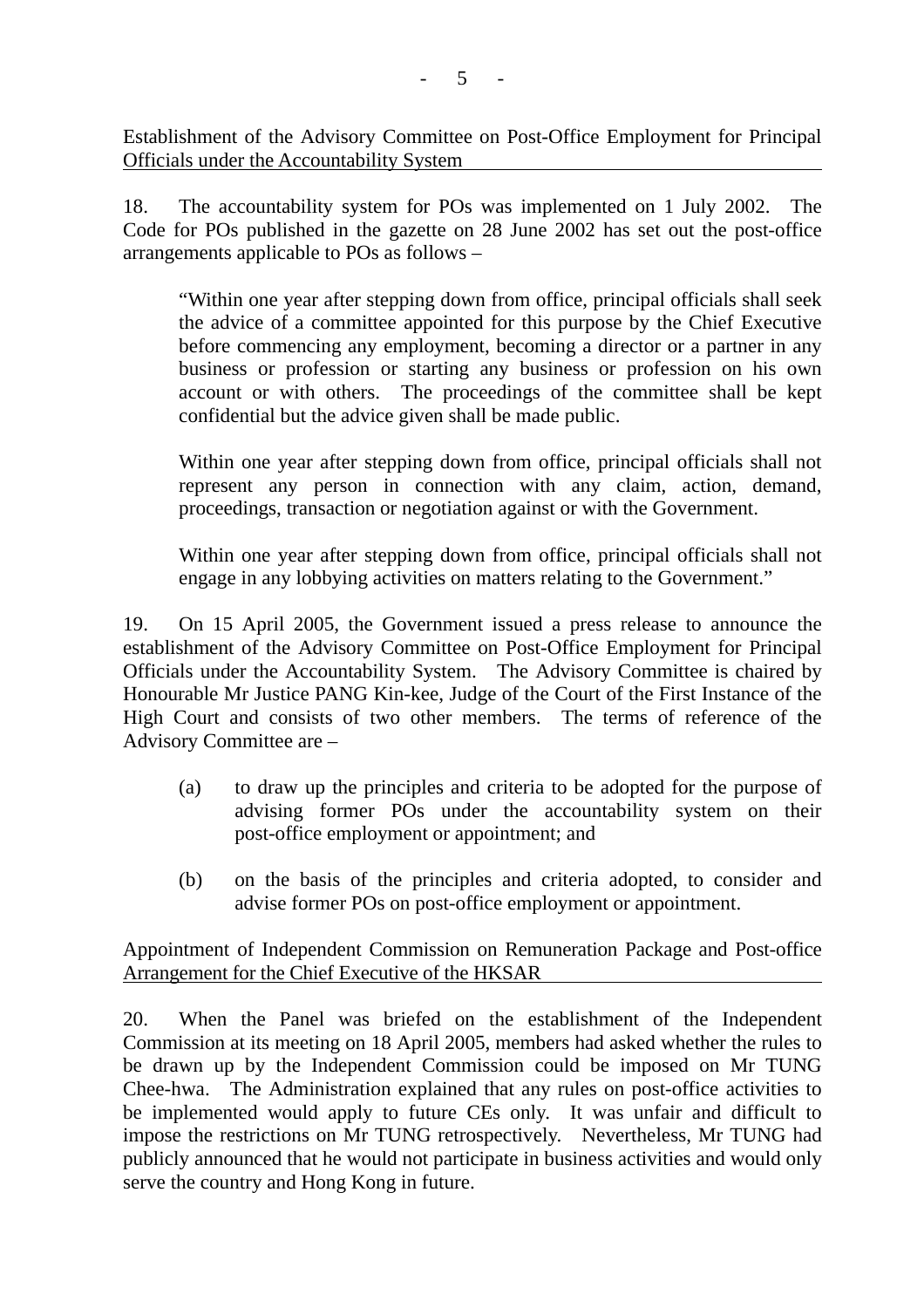Establishment of the Advisory Committee on Post-Office Employment for Principal Officials under the Accountability System

18. The accountability system for POs was implemented on 1 July 2002. The Code for POs published in the gazette on 28 June 2002 has set out the post-office arrangements applicable to POs as follows –

> "Within one year after stepping down from office, principal officials shall seek the advice of a committee appointed for this purpose by the Chief Executive before commencing any employment, becoming a director or a partner in any business or profession or starting any business or profession on his own account or with others. The proceedings of the committee shall be kept confidential but the advice given shall be made public.
>
> Within one year after stepping down from office, principal officials shall not represent any person in connection with any claim, action, demand, proceedings, transaction or negotiation against or with the Government.
>
> Within one year after stepping down from office, principal officials shall not engage in any lobbying activities on matters relating to the Government."

19. On 15 April 2005, the Government issued a press release to announce the establishment of the Advisory Committee on Post-Office Employment for Principal Officials under the Accountability System. The Advisory Committee is chaired by Honourable Mr Justice PANG Kin-kee, Judge of the Court of the First Instance of the High Court and consists of two other members. The terms of reference of the Advisory Committee are –

(a) to draw up the principles and criteria to be adopted for the purpose of advising former POs under the accountability system on their post-office employment or appointment; and

(b) on the basis of the principles and criteria adopted, to consider and advise former POs on post-office employment or appointment.

Appointment of Independent Commission on Remuneration Package and Post-office Arrangement for the Chief Executive of the HKSAR

20. When the Panel was briefed on the establishment of the Independent Commission at its meeting on 18 April 2005, members had asked whether the rules to be drawn up by the Independent Commission could be imposed on Mr TUNG Chee-hwa. The Administration explained that any rules on post-office activities to be implemented would apply to future CEs only. It was unfair and difficult to impose the restrictions on Mr TUNG retrospectively. Nevertheless, Mr TUNG had publicly announced that he would not participate in business activities and would only serve the country and Hong Kong in future.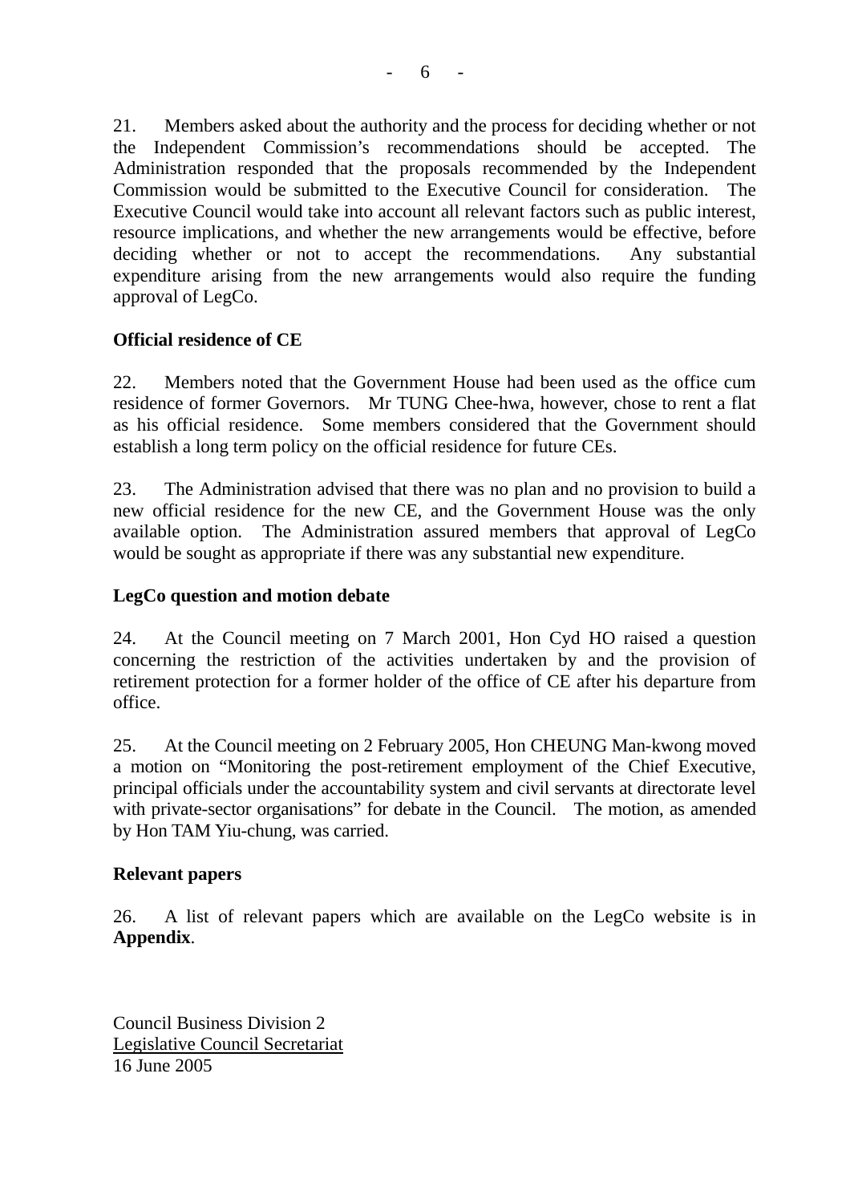21. Members asked about the authority and the process for deciding whether or not the Independent Commission's recommendations should be accepted. The Administration responded that the proposals recommended by the Independent Commission would be submitted to the Executive Council for consideration. The Executive Council would take into account all relevant factors such as public interest, resource implications, and whether the new arrangements would be effective, before deciding whether or not to accept the recommendations. Any substantial expenditure arising from the new arrangements would also require the funding approval of LegCo.

**Official residence of CE**

22. Members noted that the Government House had been used as the office cum residence of former Governors. Mr TUNG Chee-hwa, however, chose to rent a flat as his official residence. Some members considered that the Government should establish a long term policy on the official residence for future CEs.

23. The Administration advised that there was no plan and no provision to build a new official residence for the new CE, and the Government House was the only available option. The Administration assured members that approval of LegCo would be sought as appropriate if there was any substantial new expenditure.

**LegCo question and motion debate**

24. At the Council meeting on 7 March 2001, Hon Cyd HO raised a question concerning the restriction of the activities undertaken by and the provision of retirement protection for a former holder of the office of CE after his departure from office.

25. At the Council meeting on 2 February 2005, Hon CHEUNG Man-kwong moved a motion on "Monitoring the post-retirement employment of the Chief Executive, principal officials under the accountability system and civil servants at directorate level with private-sector organisations" for debate in the Council. The motion, as amended by Hon TAM Yiu-chung, was carried.

**Relevant papers**

26. A list of relevant papers which are available on the LegCo website is in **Appendix**.

Council Business Division 2
Legislative Council Secretariat
16 June 2005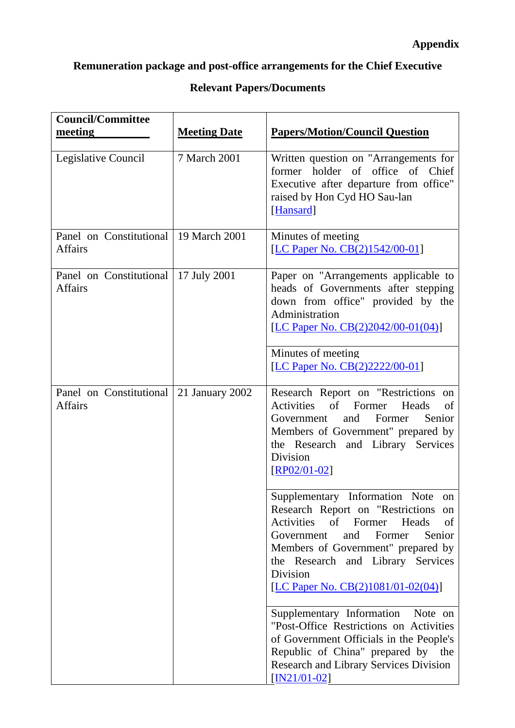**Appendix**

**Remuneration package and post-office arrangements for the Chief Executive**

**Relevant Papers/Documents**

| Council/Committee meeting | Meeting Date | Papers/Motion/Council Question |
|---|---|---|
| Legislative Council | 7 March 2001 | Written question on "Arrangements for former holder of office of Chief Executive after departure from office" raised by Hon Cyd HO Sau-lan [Hansard] |
| Panel on Constitutional Affairs | 19 March 2001 | Minutes of meeting [LC Paper No. CB(2)1542/00-01] |
| Panel on Constitutional Affairs | 17 July 2001 | Paper on "Arrangements applicable to heads of Governments after stepping down from office" provided by the Administration [LC Paper No. CB(2)2042/00-01(04)] |
| | | Minutes of meeting [LC Paper No. CB(2)2222/00-01] |
| Panel on Constitutional Affairs | 21 January 2002 | Research Report on "Restrictions on Activities of Former Heads of Government and Former Senior Members of Government" prepared by the Research and Library Services Division [RP02/01-02] |
| | | Supplementary Information Note on Research Report on "Restrictions on Activities of Former Heads of Government and Former Senior Members of Government" prepared by the Research and Library Services Division [LC Paper No. CB(2)1081/01-02(04)] |
| | | Supplementary Information Note on "Post-Office Restrictions on Activities of Government Officials in the People's Republic of China" prepared by the Research and Library Services Division [IN21/01-02] |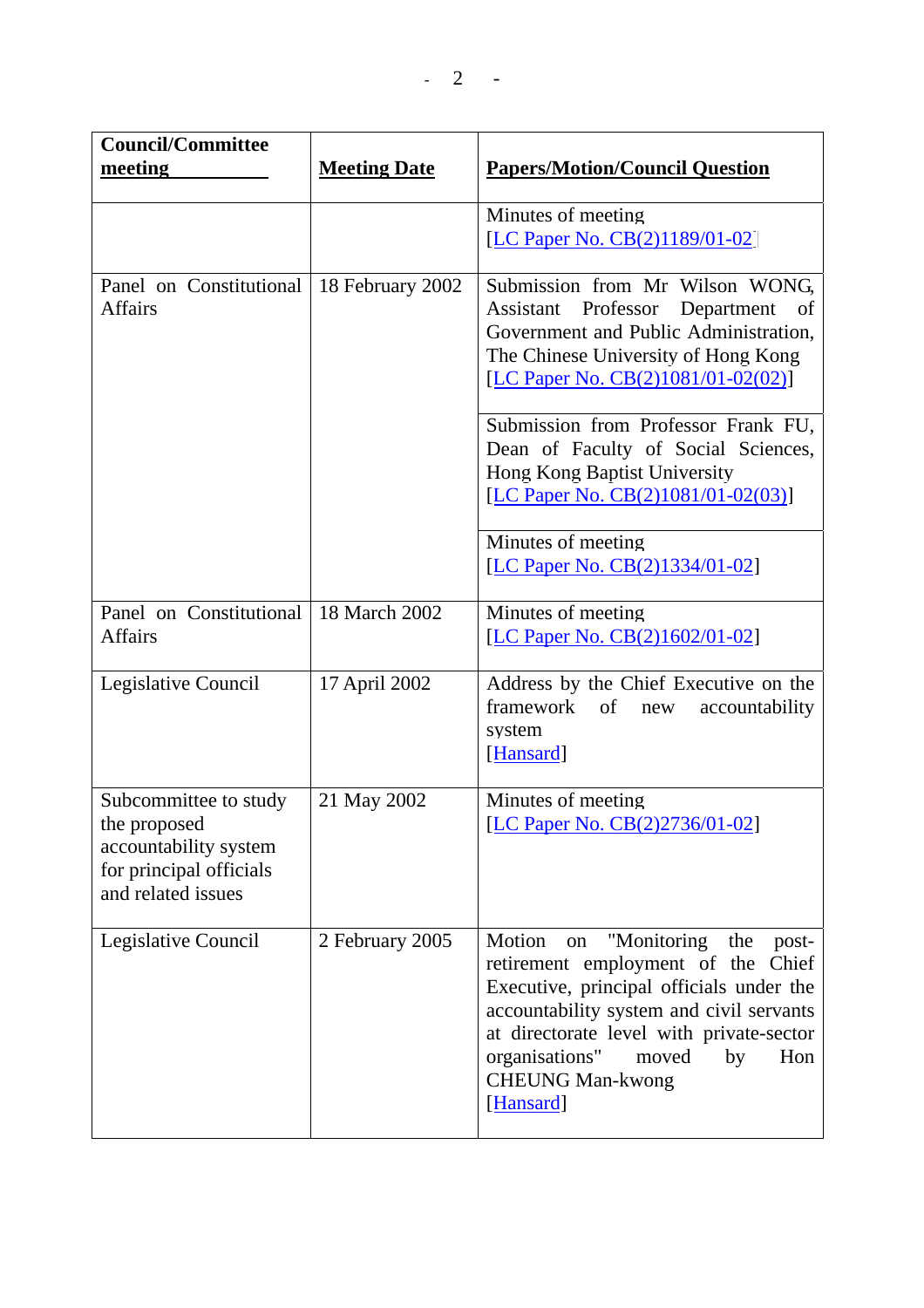| Council/Committee meeting | Meeting Date | Papers/Motion/Council Question |
|---|---|---|
| | | Minutes of meeting [LC Paper No. CB(2)1189/01-02] |
| Panel on Constitutional Affairs | 18 February 2002 | Submission from Mr Wilson WONG, Assistant Professor Department of Government and Public Administration, The Chinese University of Hong Kong [LC Paper No. CB(2)1081/01-02(02)] |
| | | Submission from Professor Frank FU, Dean of Faculty of Social Sciences, Hong Kong Baptist University [LC Paper No. CB(2)1081/01-02(03)] |
| | | Minutes of meeting [LC Paper No. CB(2)1334/01-02] |
| Panel on Constitutional Affairs | 18 March 2002 | Minutes of meeting [LC Paper No. CB(2)1602/01-02] |
| Legislative Council | 17 April 2002 | Address by the Chief Executive on the framework of new accountability system [Hansard] |
| Subcommittee to study the proposed accountability system for principal officials and related issues | 21 May 2002 | Minutes of meeting [LC Paper No. CB(2)2736/01-02] |
| Legislative Council | 2 February 2005 | Motion on "Monitoring the post-retirement employment of the Chief Executive, principal officials under the accountability system and civil servants at directorate level with private-sector organisations" moved by Hon CHEUNG Man-kwong [Hansard] |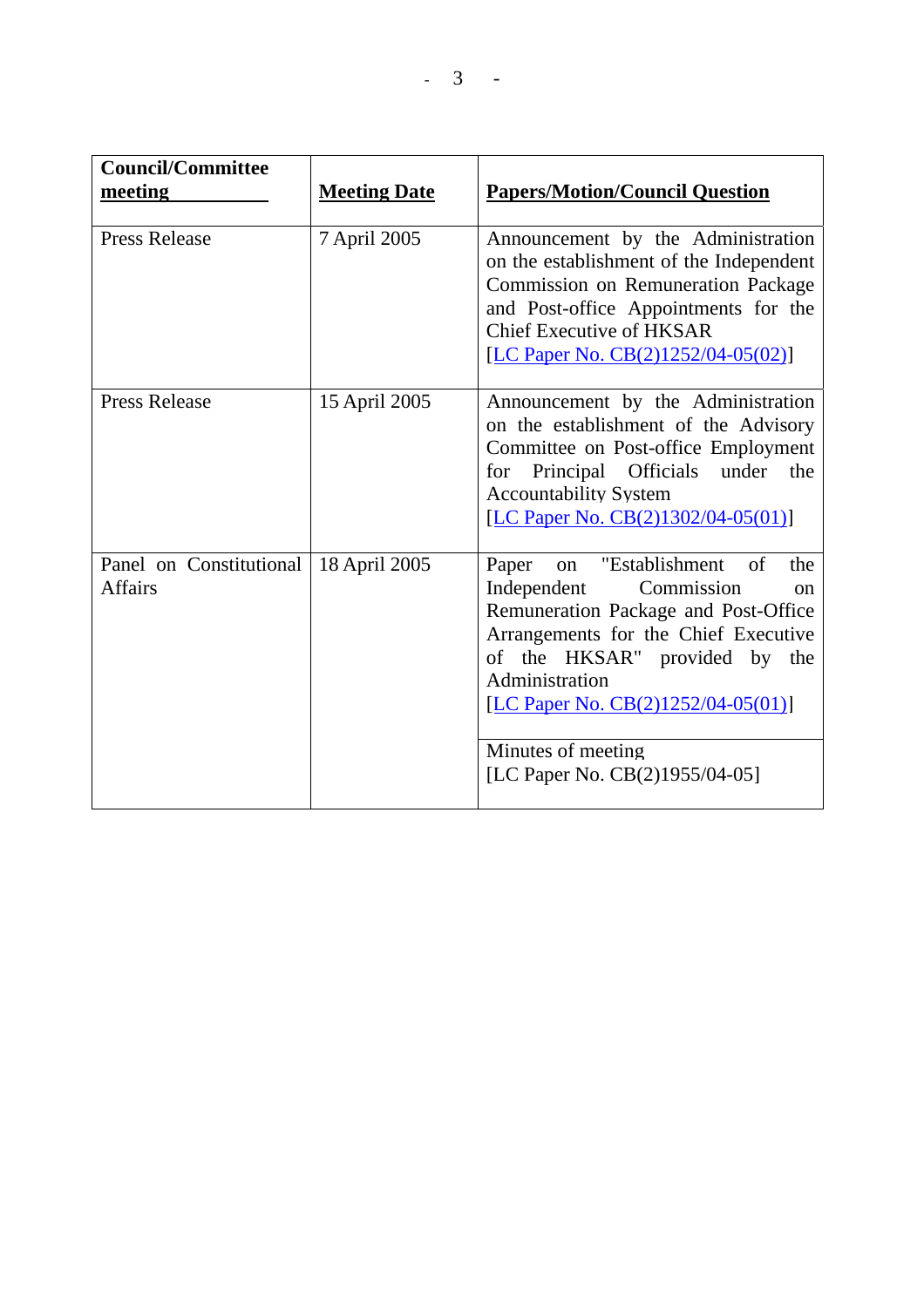| Council/Committee meeting | Meeting Date | Papers/Motion/Council Question |
|---|---|---|
| Press Release | 7 April 2005 | Announcement by the Administration on the establishment of the Independent Commission on Remuneration Package and Post-office Appointments for the Chief Executive of HKSAR [LC Paper No. CB(2)1252/04-05(02)] |
| Press Release | 15 April 2005 | Announcement by the Administration on the establishment of the Advisory Committee on Post-office Employment for Principal Officials under the Accountability System [LC Paper No. CB(2)1302/04-05(01)] |
| Panel on Constitutional Affairs | 18 April 2005 | Paper on "Establishment of the Independent Commission on Remuneration Package and Post-Office Arrangements for the Chief Executive of the HKSAR" provided by the Administration [LC Paper No. CB(2)1252/04-05(01)] |
| | | Minutes of meeting [LC Paper No. CB(2)1955/04-05] |